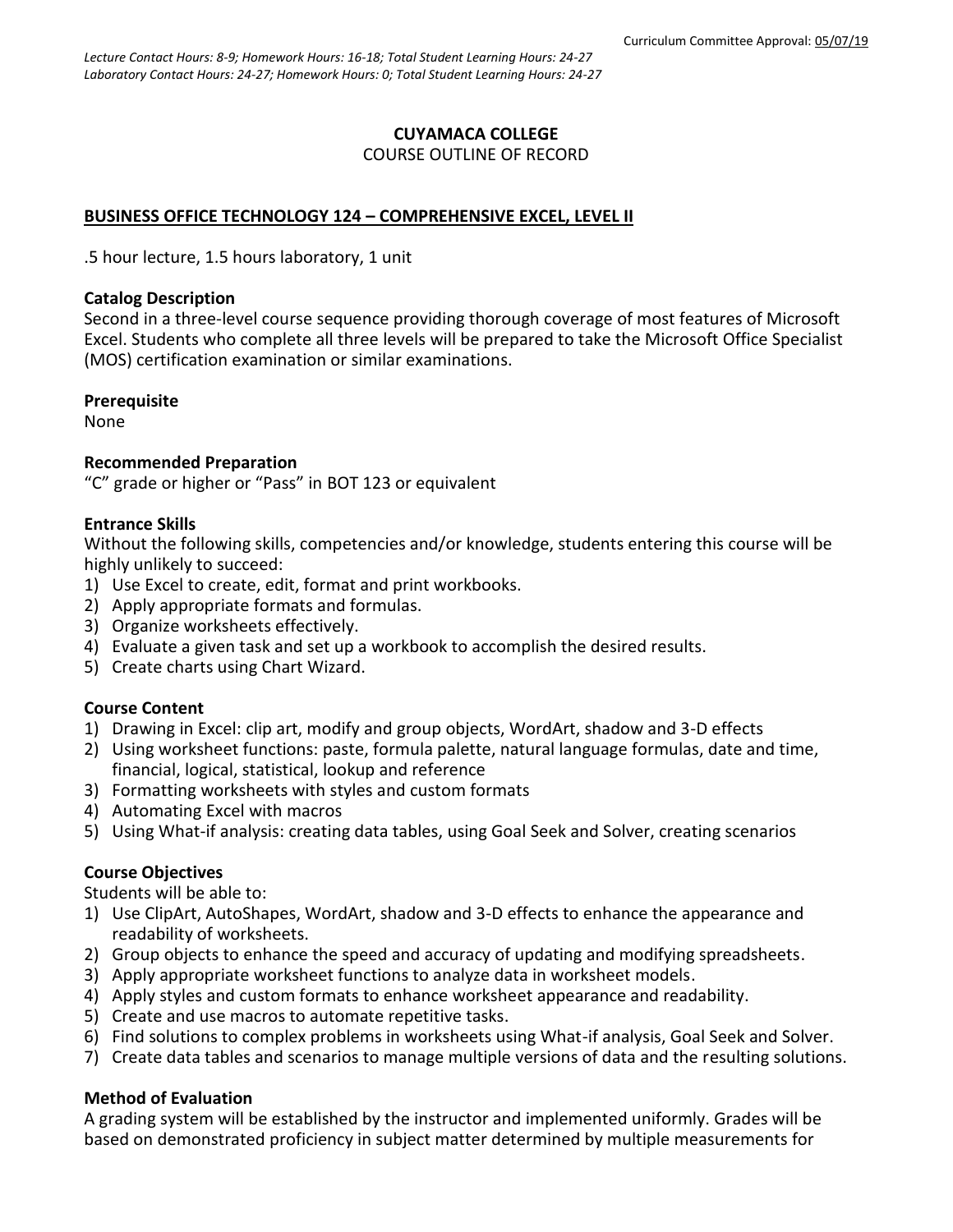Curriculum Committee Approval: 05/07/19

*Lecture Contact Hours: 8-9; Homework Hours: 16-18; Total Student Learning Hours: 24-27*
*Laboratory Contact Hours: 24-27; Homework Hours: 0; Total Student Learning Hours: 24-27*

**CUYAMACA COLLEGE**
COURSE OUTLINE OF RECORD

**BUSINESS OFFICE TECHNOLOGY 124 – COMPREHENSIVE EXCEL, LEVEL II**

.5 hour lecture, 1.5 hours laboratory, 1 unit

### Catalog Description

Second in a three-level course sequence providing thorough coverage of most features of Microsoft Excel. Students who complete all three levels will be prepared to take the Microsoft Office Specialist (MOS) certification examination or similar examinations.

### Prerequisite

None

### Recommended Preparation

"C" grade or higher or "Pass" in BOT 123 or equivalent

### Entrance Skills

Without the following skills, competencies and/or knowledge, students entering this course will be highly unlikely to succeed:

1) Use Excel to create, edit, format and print workbooks.
2) Apply appropriate formats and formulas.
3) Organize worksheets effectively.
4) Evaluate a given task and set up a workbook to accomplish the desired results.
5) Create charts using Chart Wizard.

### Course Content

1) Drawing in Excel: clip art, modify and group objects, WordArt, shadow and 3-D effects
2) Using worksheet functions: paste, formula palette, natural language formulas, date and time, financial, logical, statistical, lookup and reference
3) Formatting worksheets with styles and custom formats
4) Automating Excel with macros
5) Using What-if analysis: creating data tables, using Goal Seek and Solver, creating scenarios

### Course Objectives

Students will be able to:

1) Use ClipArt, AutoShapes, WordArt, shadow and 3-D effects to enhance the appearance and readability of worksheets.
2) Group objects to enhance the speed and accuracy of updating and modifying spreadsheets.
3) Apply appropriate worksheet functions to analyze data in worksheet models.
4) Apply styles and custom formats to enhance worksheet appearance and readability.
5) Create and use macros to automate repetitive tasks.
6) Find solutions to complex problems in worksheets using What-if analysis, Goal Seek and Solver.
7) Create data tables and scenarios to manage multiple versions of data and the resulting solutions.

### Method of Evaluation

A grading system will be established by the instructor and implemented uniformly. Grades will be based on demonstrated proficiency in subject matter determined by multiple measurements for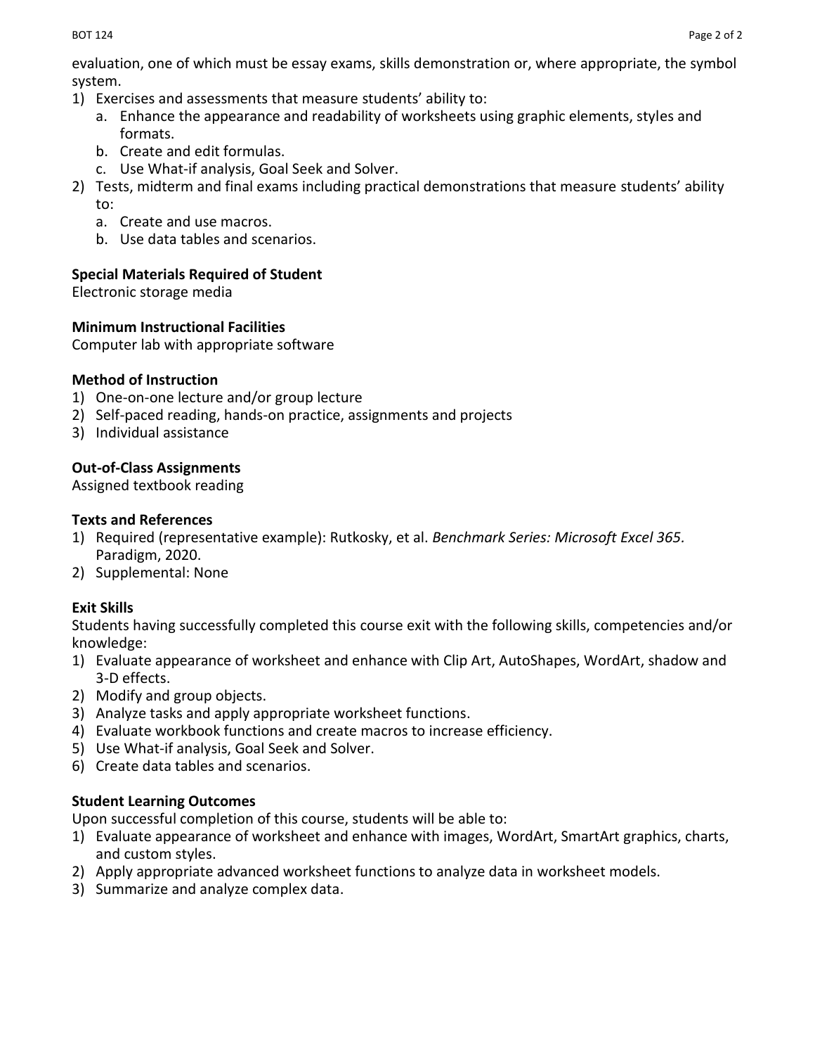evaluation, one of which must be essay exams, skills demonstration or, where appropriate, the symbol system.

1) Exercises and assessments that measure students' ability to:
   a. Enhance the appearance and readability of worksheets using graphic elements, styles and formats.
   b. Create and edit formulas.
   c. Use What-if analysis, Goal Seek and Solver.
2) Tests, midterm and final exams including practical demonstrations that measure students' ability to:
   a. Create and use macros.
   b. Use data tables and scenarios.

**Special Materials Required of Student**

Electronic storage media

**Minimum Instructional Facilities**

Computer lab with appropriate software

**Method of Instruction**

1) One-on-one lecture and/or group lecture
2) Self-paced reading, hands-on practice, assignments and projects
3) Individual assistance

**Out-of-Class Assignments**

Assigned textbook reading

**Texts and References**

1) Required (representative example): Rutkosky, et al. *Benchmark Series: Microsoft Excel 365.* Paradigm, 2020.
2) Supplemental: None

**Exit Skills**

Students having successfully completed this course exit with the following skills, competencies and/or knowledge:

1) Evaluate appearance of worksheet and enhance with Clip Art, AutoShapes, WordArt, shadow and 3-D effects.
2) Modify and group objects.
3) Analyze tasks and apply appropriate worksheet functions.
4) Evaluate workbook functions and create macros to increase efficiency.
5) Use What-if analysis, Goal Seek and Solver.
6) Create data tables and scenarios.

**Student Learning Outcomes**

Upon successful completion of this course, students will be able to:

1) Evaluate appearance of worksheet and enhance with images, WordArt, SmartArt graphics, charts, and custom styles.
2) Apply appropriate advanced worksheet functions to analyze data in worksheet models.
3) Summarize and analyze complex data.